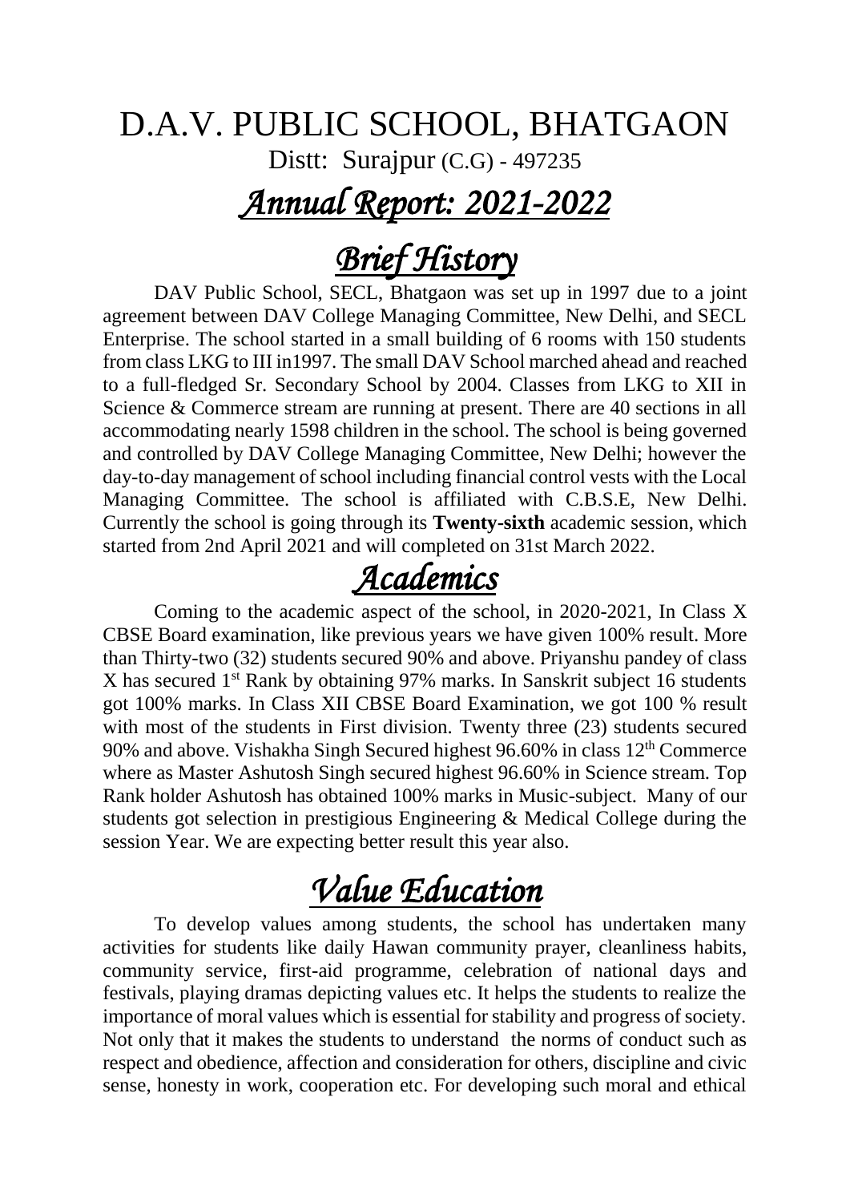# D.A.V. PUBLIC SCHOOL, BHATGAON

Distt: Surajpur (C.G) - 497235

## *Annual Report: 2021-2022*

## *Brief History*

DAV Public School, SECL, Bhatgaon was set up in 1997 due to a joint agreement between DAV College Managing Committee, New Delhi, and SECL Enterprise. The school started in a small building of 6 rooms with 150 students from class LKG to III in1997. The small DAV School marched ahead and reached to a full-fledged Sr. Secondary School by 2004. Classes from LKG to XII in Science & Commerce stream are running at present. There are 40 sections in all accommodating nearly 1598 children in the school. The school is being governed and controlled by DAV College Managing Committee, New Delhi; however the day-to-day management of school including financial control vests with the Local Managing Committee. The school is affiliated with C.B.S.E, New Delhi. Currently the school is going through its **Twenty-sixth** academic session, which started from 2nd April 2021 and will completed on 31st March 2022.

## *Academics*

Coming to the academic aspect of the school, in 2020-2021, In Class X CBSE Board examination, like previous years we have given 100% result. More than Thirty-two (32) students secured 90% and above. Priyanshu pandey of class X has secured 1st Rank by obtaining 97% marks. In Sanskrit subject 16 students got 100% marks. In Class XII CBSE Board Examination, we got 100 % result with most of the students in First division. Twenty three (23) students secured 90% and above. Vishakha Singh Secured highest 96.60% in class 12th Commerce where as Master Ashutosh Singh secured highest 96.60% in Science stream. Top Rank holder Ashutosh has obtained 100% marks in Music-subject. Many of our students got selection in prestigious Engineering & Medical College during the session Year. We are expecting better result this year also.

## *Value Education*

To develop values among students, the school has undertaken many activities for students like daily Hawan community prayer, cleanliness habits, community service, first-aid programme, celebration of national days and festivals, playing dramas depicting values etc. It helps the students to realize the importance of moral values which is essential for stability and progress of society. Not only that it makes the students to understand the norms of conduct such as respect and obedience, affection and consideration for others, discipline and civic sense, honesty in work, cooperation etc. For developing such moral and ethical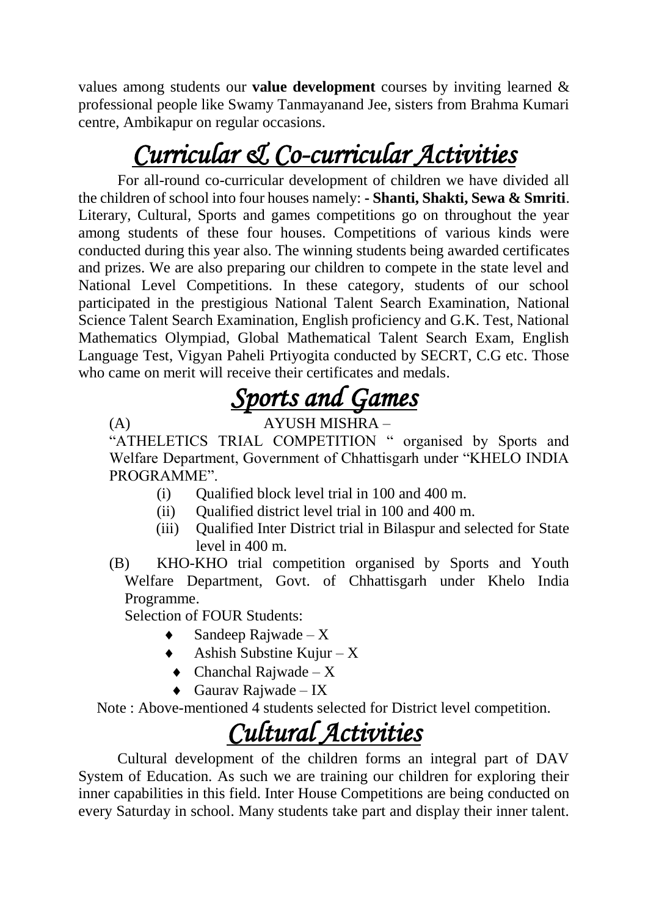values among students our **value development** courses by inviting learned & professional people like Swamy Tanmayanand Jee, sisters from Brahma Kumari centre, Ambikapur on regular occasions.

# *Curricular & Co-curricular Activities*

For all-round co-curricular development of children we have divided all the children of school into four houses namely: - **Shanti, Shakti, Sewa & Smriti**. Literary, Cultural, Sports and games competitions go on throughout the year among students of these four houses. Competitions of various kinds were conducted during this year also. The winning students being awarded certificates and prizes. We are also preparing our children to compete in the state level and National Level Competitions. In these category, students of our school participated in the prestigious National Talent Search Examination, National Science Talent Search Examination, English proficiency and G.K. Test, National Mathematics Olympiad, Global Mathematical Talent Search Exam, English Language Test, Vigyan Paheli Prtiyogita conducted by SECRT, C.G etc. Those who came on merit will receive their certificates and medals.

# *Sports and Games*

(A) AYUSH MISHRA –

"ATHELETICS TRIAL COMPETITION " organised by Sports and Welfare Department, Government of Chhattisgarh under "KHELO INDIA PROGRAMME".

(i) Qualified block level trial in 100 and 400 m.

(ii) Qualified district level trial in 100 and 400 m.

(iii) Qualified Inter District trial in Bilaspur and selected for State level in 400 m.

(B) KHO-KHO trial competition organised by Sports and Youth Welfare Department, Govt. of Chhattisgarh under Khelo India Programme.

Selection of FOUR Students:

- Sandeep Rajwade – X
- Ashish Substine Kujur – X
- Chanchal Rajwade – X
- Gaurav Rajwade – IX

Note : Above-mentioned 4 students selected for District level competition.

# *Cultural Activities*

Cultural development of the children forms an integral part of DAV System of Education. As such we are training our children for exploring their inner capabilities in this field. Inter House Competitions are being conducted on every Saturday in school. Many students take part and display their inner talent.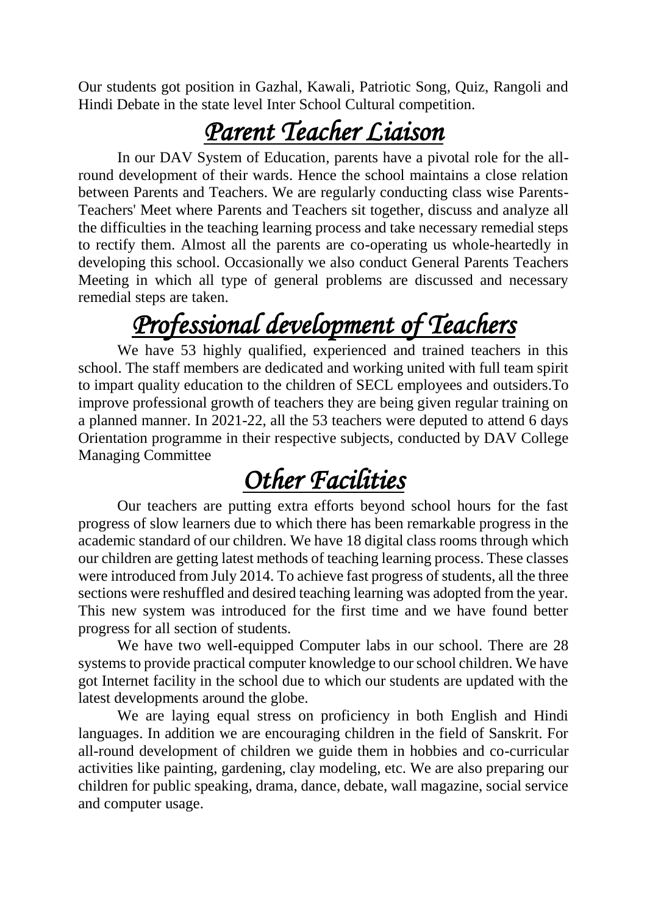Our students got position in Gazhal, Kawali, Patriotic Song, Quiz, Rangoli and Hindi Debate in the state level Inter School Cultural competition.

# *Parent Teacher Liaison*

In our DAV System of Education, parents have a pivotal role for the all-round development of their wards. Hence the school maintains a close relation between Parents and Teachers. We are regularly conducting class wise Parents-Teachers' Meet where Parents and Teachers sit together, discuss and analyze all the difficulties in the teaching learning process and take necessary remedial steps to rectify them. Almost all the parents are co-operating us whole-heartedly in developing this school. Occasionally we also conduct General Parents Teachers Meeting in which all type of general problems are discussed and necessary remedial steps are taken.

# *Professional development of Teachers*

We have 53 highly qualified, experienced and trained teachers in this school. The staff members are dedicated and working united with full team spirit to impart quality education to the children of SECL employees and outsiders.To improve professional growth of teachers they are being given regular training on a planned manner. In 2021-22, all the 53 teachers were deputed to attend 6 days Orientation programme in their respective subjects, conducted by DAV College Managing Committee

# *Other Facilities*

Our teachers are putting extra efforts beyond school hours for the fast progress of slow learners due to which there has been remarkable progress in the academic standard of our children. We have 18 digital class rooms through which our children are getting latest methods of teaching learning process. These classes were introduced from July 2014. To achieve fast progress of students, all the three sections were reshuffled and desired teaching learning was adopted from the year. This new system was introduced for the first time and we have found better progress for all section of students.

We have two well-equipped Computer labs in our school. There are 28 systems to provide practical computer knowledge to our school children. We have got Internet facility in the school due to which our students are updated with the latest developments around the globe.

We are laying equal stress on proficiency in both English and Hindi languages. In addition we are encouraging children in the field of Sanskrit. For all-round development of children we guide them in hobbies and co-curricular activities like painting, gardening, clay modeling, etc. We are also preparing our children for public speaking, drama, dance, debate, wall magazine, social service and computer usage.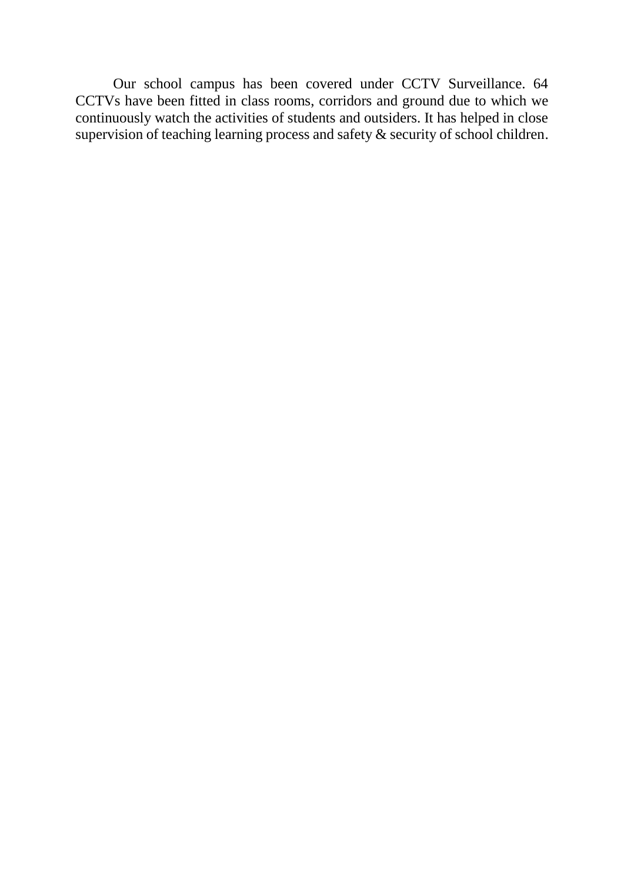Our school campus has been covered under CCTV Surveillance. 64 CCTVs have been fitted in class rooms, corridors and ground due to which we continuously watch the activities of students and outsiders. It has helped in close supervision of teaching learning process and safety & security of school children.